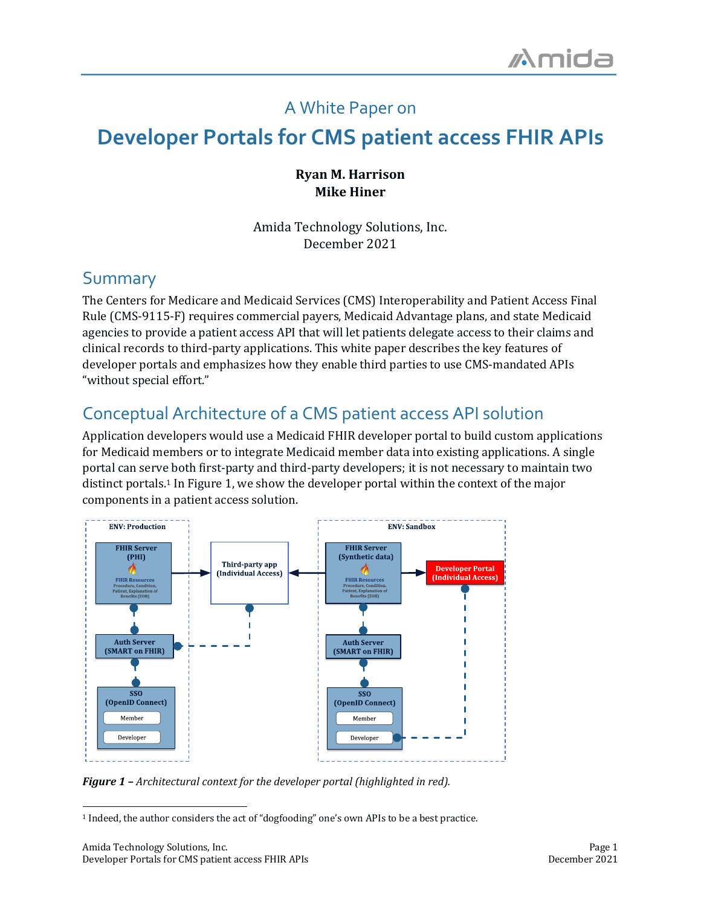# A White Paper on

# Developer Portals for CMS patient access FHIR APIs

**Ryan M. Harrison**
**Mike Hiner**

Amida Technology Solutions, Inc.
December 2021

## Summary

The Centers for Medicare and Medicaid Services (CMS) Interoperability and Patient Access Final Rule (CMS-9115-F) requires commercial payers, Medicaid Advantage plans, and state Medicaid agencies to provide a patient access API that will let patients delegate access to their claims and clinical records to third-party applications. This white paper describes the key features of developer portals and emphasizes how they enable third parties to use CMS-mandated APIs "without special effort."

## Conceptual Architecture of a CMS patient access API solution

Application developers would use a Medicaid FHIR developer portal to build custom applications for Medicaid members or to integrate Medicaid member data into existing applications. A single portal can serve both first-party and third-party developers; it is not necessary to maintain two distinct portals.[1] In Figure 1, we show the developer portal within the context of the major components in a patient access solution.

*__Figure 1__ – Architectural context for the developer portal (highlighted in red).*

[1] Indeed, the author considers the act of "dogfooding" one's own APIs to be a best practice.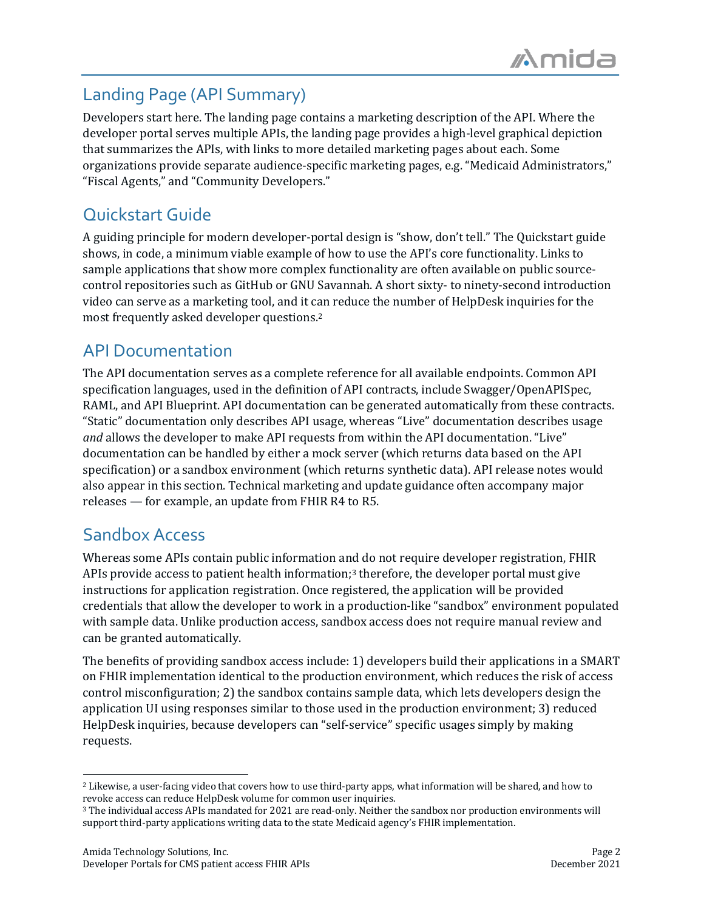## Landing Page (API Summary)

Developers start here. The landing page contains a marketing description of the API. Where the developer portal serves multiple APIs, the landing page provides a high-level graphical depiction that summarizes the APIs, with links to more detailed marketing pages about each. Some organizations provide separate audience-specific marketing pages, e.g. "Medicaid Administrators," "Fiscal Agents," and "Community Developers."

## Quickstart Guide

A guiding principle for modern developer-portal design is "show, don't tell." The Quickstart guide shows, in code, a minimum viable example of how to use the API's core functionality. Links to sample applications that show more complex functionality are often available on public source-control repositories such as GitHub or GNU Savannah. A short sixty- to ninety-second introduction video can serve as a marketing tool, and it can reduce the number of HelpDesk inquiries for the most frequently asked developer questions.[2]

## API Documentation

The API documentation serves as a complete reference for all available endpoints. Common API specification languages, used in the definition of API contracts, include Swagger/OpenAPISpec, RAML, and API Blueprint. API documentation can be generated automatically from these contracts. "Static" documentation only describes API usage, whereas "Live" documentation describes usage *and* allows the developer to make API requests from within the API documentation. "Live" documentation can be handled by either a mock server (which returns data based on the API specification) or a sandbox environment (which returns synthetic data). API release notes would also appear in this section. Technical marketing and update guidance often accompany major releases — for example, an update from FHIR R4 to R5.

## Sandbox Access

Whereas some APIs contain public information and do not require developer registration, FHIR APIs provide access to patient health information;[3] therefore, the developer portal must give instructions for application registration. Once registered, the application will be provided credentials that allow the developer to work in a production-like "sandbox" environment populated with sample data. Unlike production access, sandbox access does not require manual review and can be granted automatically.

The benefits of providing sandbox access include: 1) developers build their applications in a SMART on FHIR implementation identical to the production environment, which reduces the risk of access control misconfiguration; 2) the sandbox contains sample data, which lets developers design the application UI using responses similar to those used in the production environment; 3) reduced HelpDesk inquiries, because developers can "self-service" specific usages simply by making requests.

---

[2] Likewise, a user-facing video that covers how to use third-party apps, what information will be shared, and how to revoke access can reduce HelpDesk volume for common user inquiries.

[3] The individual access APIs mandated for 2021 are read-only. Neither the sandbox nor production environments will support third-party applications writing data to the state Medicaid agency's FHIR implementation.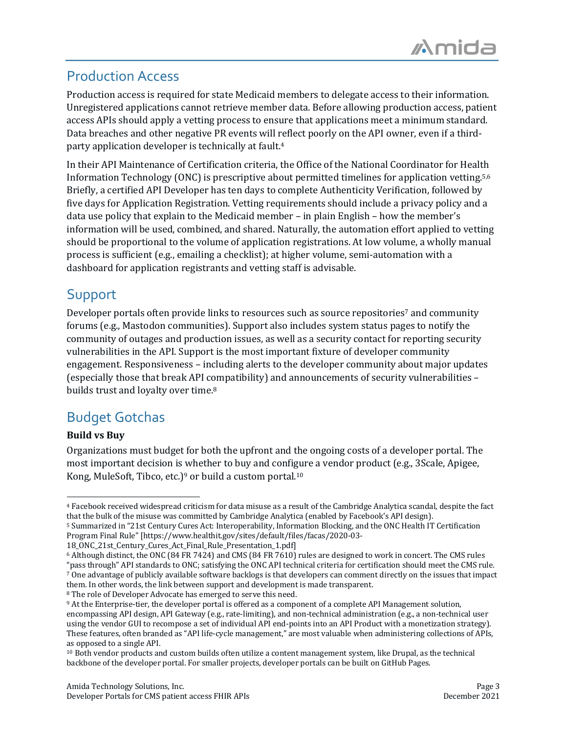## Production Access

Production access is required for state Medicaid members to delegate access to their information. Unregistered applications cannot retrieve member data. Before allowing production access, patient access APIs should apply a vetting process to ensure that applications meet a minimum standard. Data breaches and other negative PR events will reflect poorly on the API owner, even if a third-party application developer is technically at fault.[4]

In their API Maintenance of Certification criteria, the Office of the National Coordinator for Health Information Technology (ONC) is prescriptive about permitted timelines for application vetting.[5,6] Briefly, a certified API Developer has ten days to complete Authenticity Verification, followed by five days for Application Registration. Vetting requirements should include a privacy policy and a data use policy that explain to the Medicaid member – in plain English – how the member's information will be used, combined, and shared. Naturally, the automation effort applied to vetting should be proportional to the volume of application registrations. At low volume, a wholly manual process is sufficient (e.g., emailing a checklist); at higher volume, semi-automation with a dashboard for application registrants and vetting staff is advisable.

## Support

Developer portals often provide links to resources such as source repositories[7] and community forums (e.g., Mastodon communities). Support also includes system status pages to notify the community of outages and production issues, as well as a security contact for reporting security vulnerabilities in the API. Support is the most important fixture of developer community engagement. Responsiveness – including alerts to the developer community about major updates (especially those that break API compatibility) and announcements of security vulnerabilities – builds trust and loyalty over time.[8]

## Budget Gotchas

**Build vs Buy**

Organizations must budget for both the upfront and the ongoing costs of a developer portal. The most important decision is whether to buy and configure a vendor product (e.g., 3Scale, Apigee, Kong, MuleSoft, Tibco, etc.)[9] or build a custom portal.[10]

---

[4] Facebook received widespread criticism for data misuse as a result of the Cambridge Analytica scandal, despite the fact that the bulk of the misuse was committed by Cambridge Analytica (enabled by Facebook's API design).

[5] Summarized in "21st Century Cures Act: Interoperability, Information Blocking, and the ONC Health IT Certification Program Final Rule" [https://www.healthit.gov/sites/default/files/facas/2020-03-18_ONC_21st_Century_Cures_Act_Final_Rule_Presentation_1.pdf]

[6] Although distinct, the ONC (84 FR 7424) and CMS (84 FR 7610) rules are designed to work in concert. The CMS rules "pass through" API standards to ONC; satisfying the ONC API technical criteria for certification should meet the CMS rule.

[7] One advantage of publicly available software backlogs is that developers can comment directly on the issues that impact them. In other words, the link between support and development is made transparent.

[8] The role of Developer Advocate has emerged to serve this need.

[9] At the Enterprise-tier, the developer portal is offered as a component of a complete API Management solution, encompassing API design, API Gateway (e.g., rate-limiting), and non-technical administration (e.g., a non-technical user using the vendor GUI to recompose a set of individual API end-points into an API Product with a monetization strategy). These features, often branded as "API life-cycle management," are most valuable when administering collections of APIs, as opposed to a single API.

[10] Both vendor products and custom builds often utilize a content management system, like Drupal, as the technical backbone of the developer portal. For smaller projects, developer portals can be built on GitHub Pages.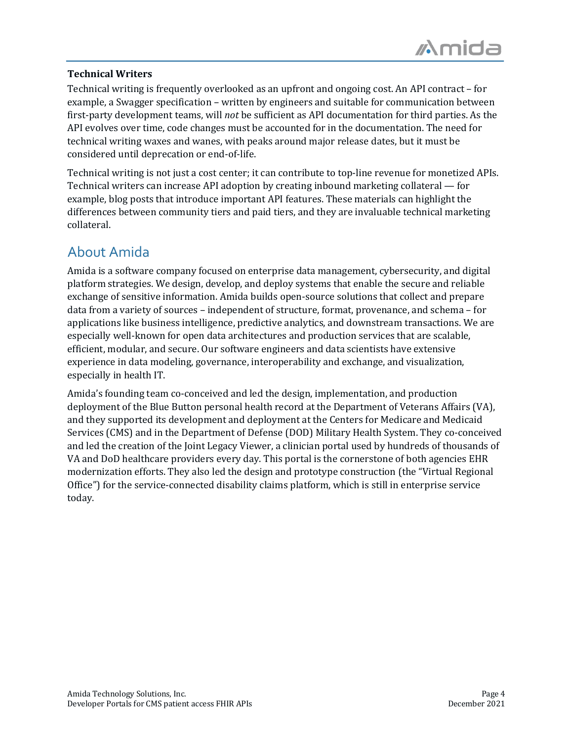**Technical Writers**

Technical writing is frequently overlooked as an upfront and ongoing cost. An API contract – for example, a Swagger specification – written by engineers and suitable for communication between first-party development teams, will *not* be sufficient as API documentation for third parties. As the API evolves over time, code changes must be accounted for in the documentation. The need for technical writing waxes and wanes, with peaks around major release dates, but it must be considered until deprecation or end-of-life.

Technical writing is not just a cost center; it can contribute to top-line revenue for monetized APIs. Technical writers can increase API adoption by creating inbound marketing collateral — for example, blog posts that introduce important API features. These materials can highlight the differences between community tiers and paid tiers, and they are invaluable technical marketing collateral.

## About Amida

Amida is a software company focused on enterprise data management, cybersecurity, and digital platform strategies. We design, develop, and deploy systems that enable the secure and reliable exchange of sensitive information. Amida builds open-source solutions that collect and prepare data from a variety of sources – independent of structure, format, provenance, and schema – for applications like business intelligence, predictive analytics, and downstream transactions. We are especially well-known for open data architectures and production services that are scalable, efficient, modular, and secure. Our software engineers and data scientists have extensive experience in data modeling, governance, interoperability and exchange, and visualization, especially in health IT.

Amida's founding team co-conceived and led the design, implementation, and production deployment of the Blue Button personal health record at the Department of Veterans Affairs (VA), and they supported its development and deployment at the Centers for Medicare and Medicaid Services (CMS) and in the Department of Defense (DOD) Military Health System. They co-conceived and led the creation of the Joint Legacy Viewer, a clinician portal used by hundreds of thousands of VA and DoD healthcare providers every day. This portal is the cornerstone of both agencies EHR modernization efforts. They also led the design and prototype construction (the "Virtual Regional Office") for the service-connected disability claims platform, which is still in enterprise service today.